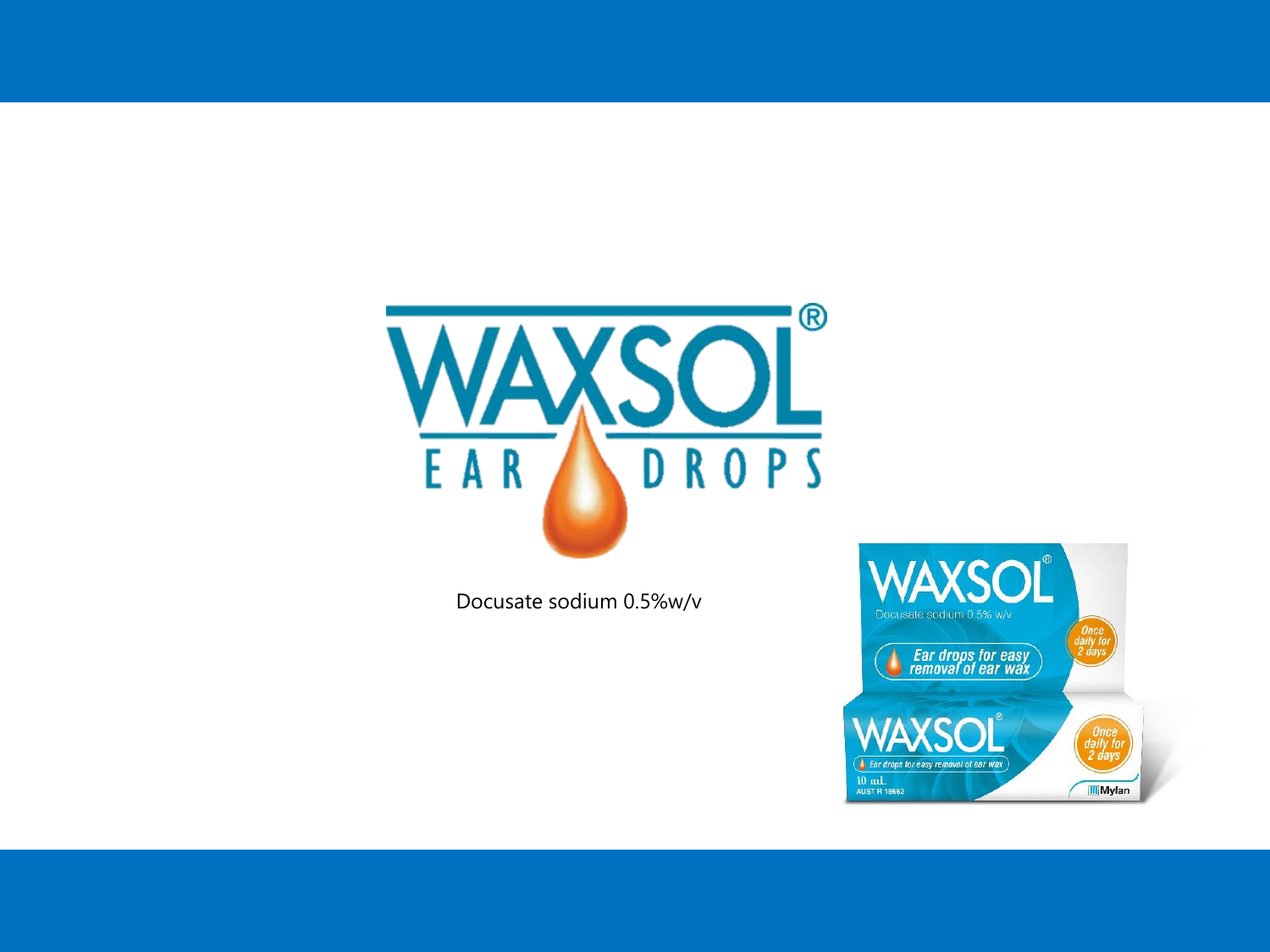WAXSOL®

EAR DROPS

Docusate sodium 0.5%w/v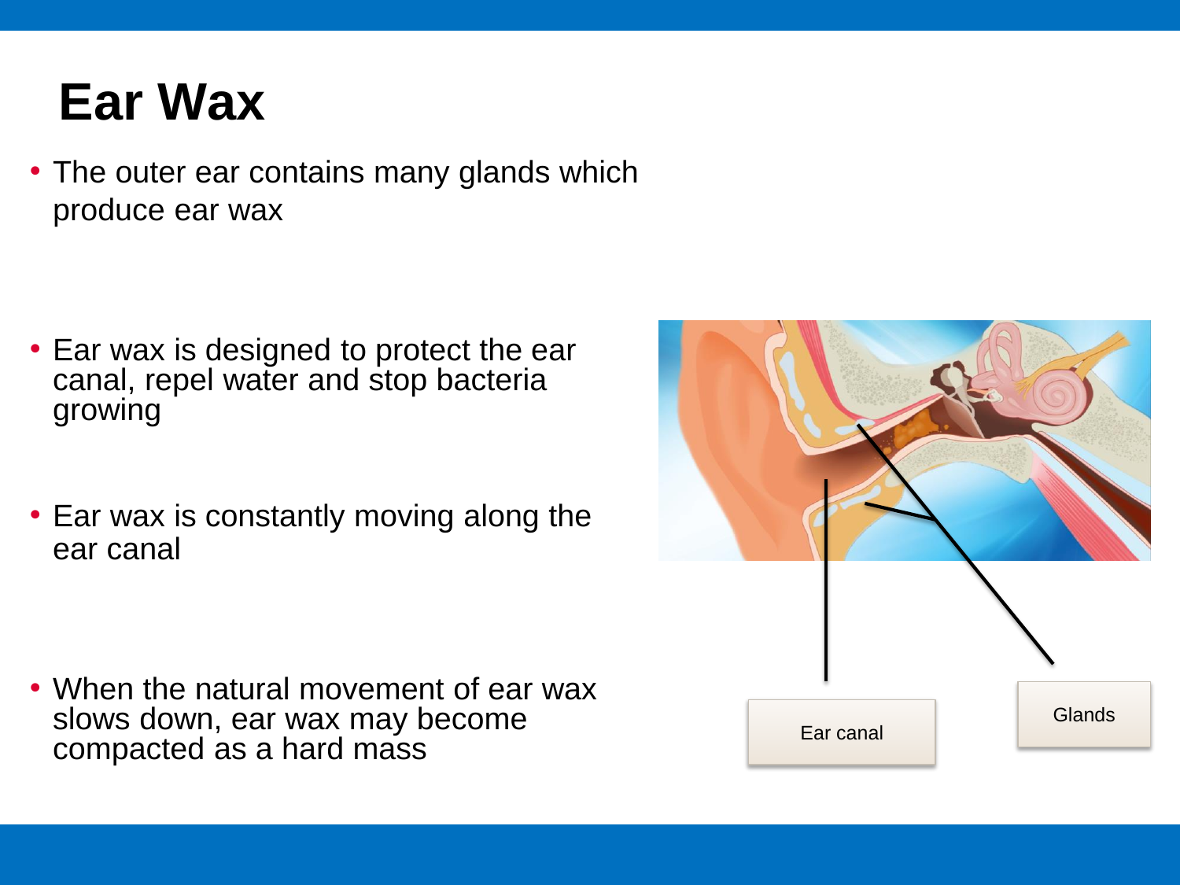# Ear Wax

- The outer ear contains many glands which produce ear wax
- Ear wax is designed to protect the ear canal, repel water and stop bacteria growing
- Ear wax is constantly moving along the ear canal
- When the natural movement of ear wax slows down, ear wax may become compacted as a hard mass

Ear canal

Glands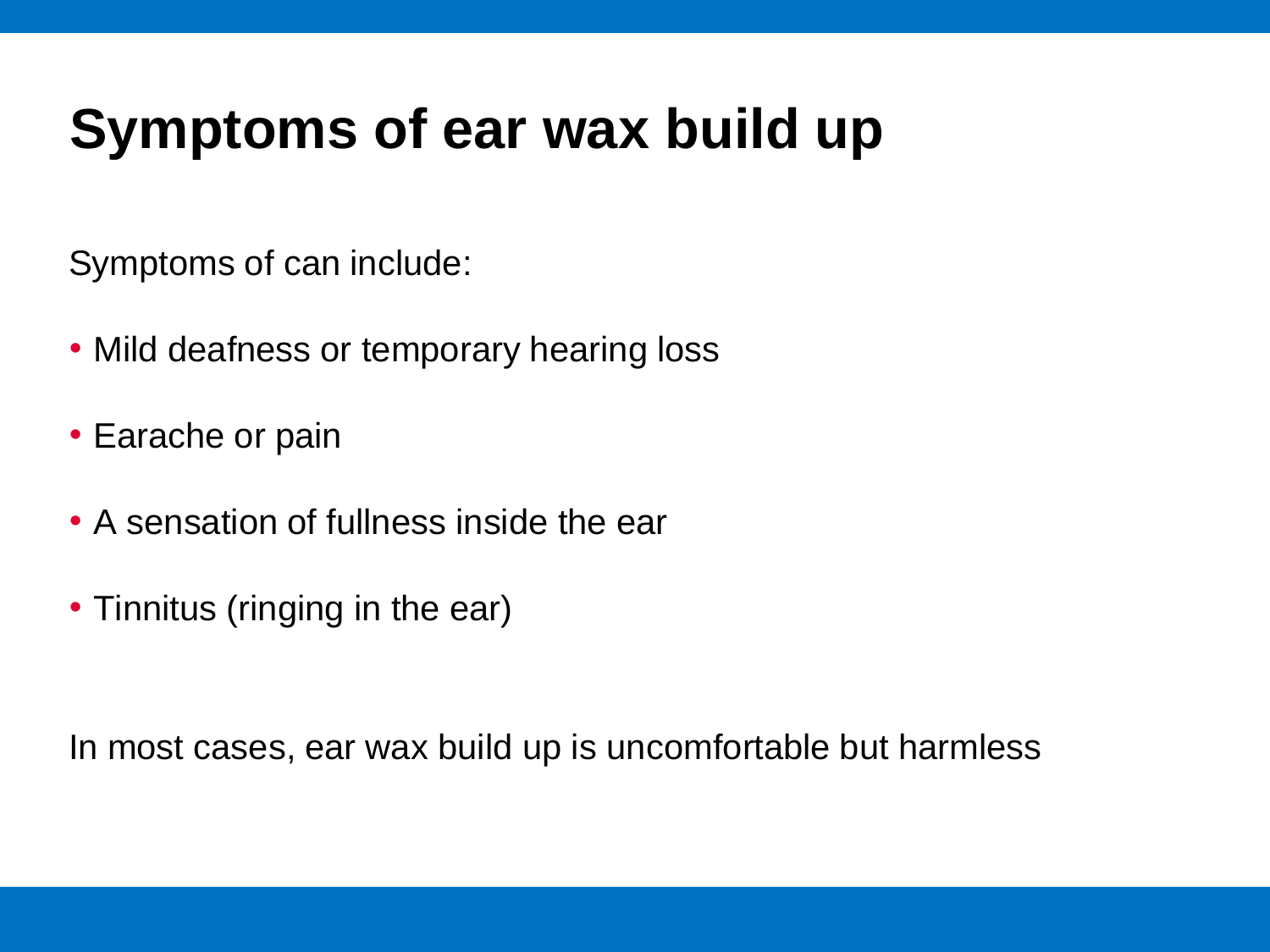# Symptoms of ear wax build up

Symptoms of can include:

- Mild deafness or temporary hearing loss
- Earache or pain
- A sensation of fullness inside the ear
- Tinnitus (ringing in the ear)

In most cases, ear wax build up is uncomfortable but harmless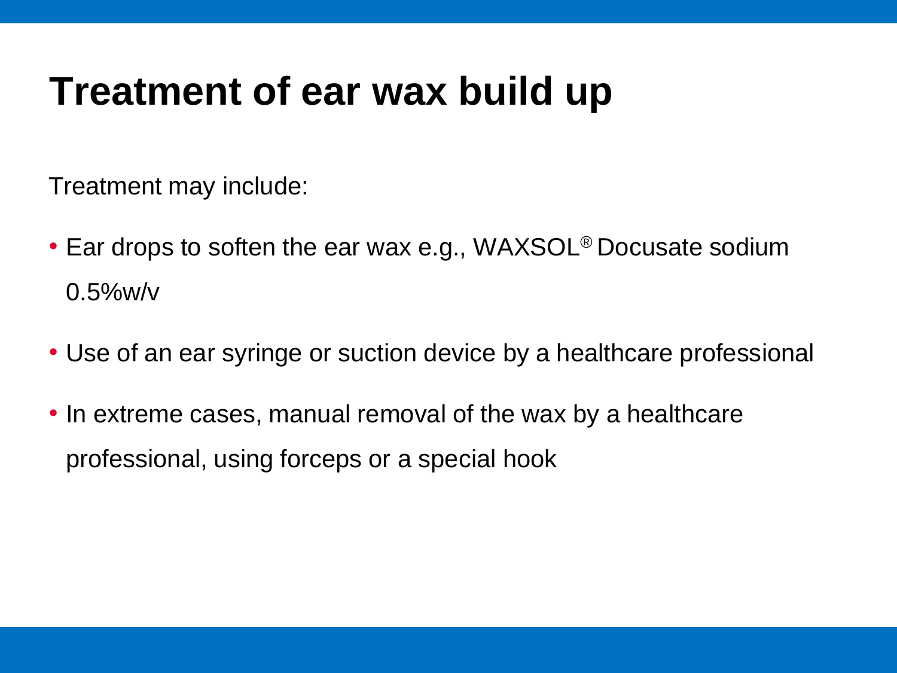# Treatment of ear wax build up

Treatment may include:

- Ear drops to soften the ear wax e.g., WAXSOL® Docusate sodium 0.5%w/v
- Use of an ear syringe or suction device by a healthcare professional
- In extreme cases, manual removal of the wax by a healthcare professional, using forceps or a special hook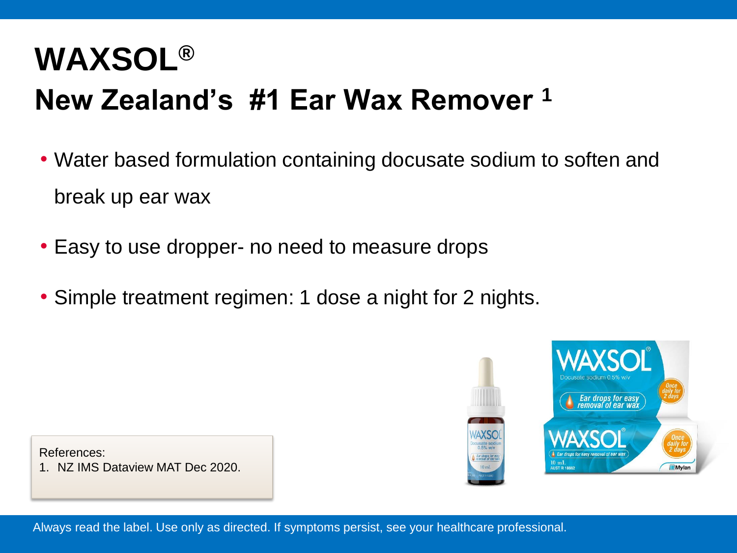# WAXSOL®

## New Zealand's #1 Ear Wax Remover [1]

- Water based formulation containing docusate sodium to soften and break up ear wax
- Easy to use dropper- no need to measure drops
- Simple treatment regimen: 1 dose a night for 2 nights.

References:

1. NZ IMS Dataview MAT Dec 2020.

Always read the label. Use only as directed. If symptoms persist, see your healthcare professional.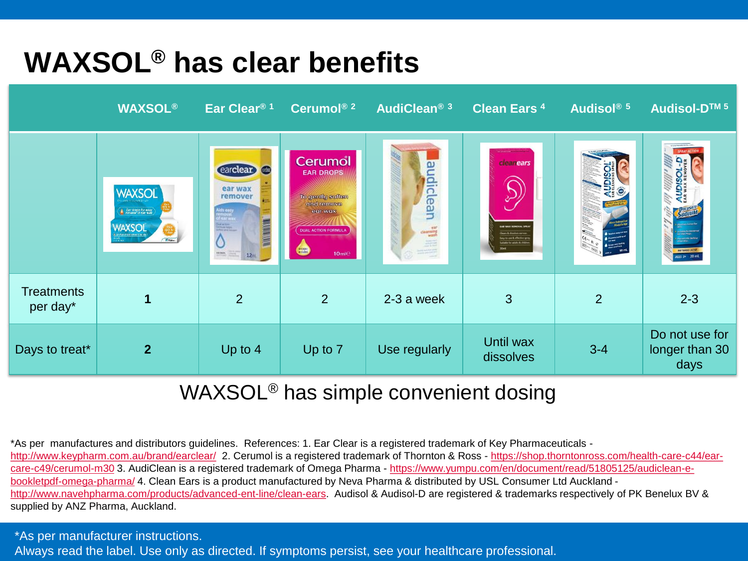# WAXSOL® has clear benefits

| | WAXSOL® | Ear Clear® [1] | Cerumol® [2] | AudiClean® [3] | Clean Ears [4] | Audisol® [5] | Audisol-D™ [5] |
|---|---|---|---|---|---|---|---|
| Treatments per day* | **1** | 2 | 2 | 2-3 a week | 3 | 2 | 2-3 |
| Days to treat* | **2** | Up to 4 | Up to 7 | Use regularly | Until wax dissolves | 3-4 | Do not use for longer than 30 days |

WAXSOL® has simple convenient dosing

*As per manufactures and distributors guidelines. References: 1. Ear Clear is a registered trademark of Key Pharmaceuticals - http://www.keypharm.com.au/brand/earclear/ 2. Cerumol is a registered trademark of Thornton & Ross - https://shop.thorntonross.com/health-care-c44/ear-care-c49/cerumol-m30 3. AudiClean is a registered trademark of Omega Pharma - https://www.yumpu.com/en/document/read/51805125/audiclean-e-bookletpdf-omega-pharma/ 4. Clean Ears is a product manufactured by Neva Pharma & distributed by USL Consumer Ltd Auckland - http://www.navehpharma.com/products/advanced-ent-line/clean-ears. Audisol & Audisol-D are registered & trademarks respectively of PK Benelux BV & supplied by ANZ Pharma, Auckland.

*As per manufacturer instructions.
Always read the label. Use only as directed. If symptoms persist, see your healthcare professional.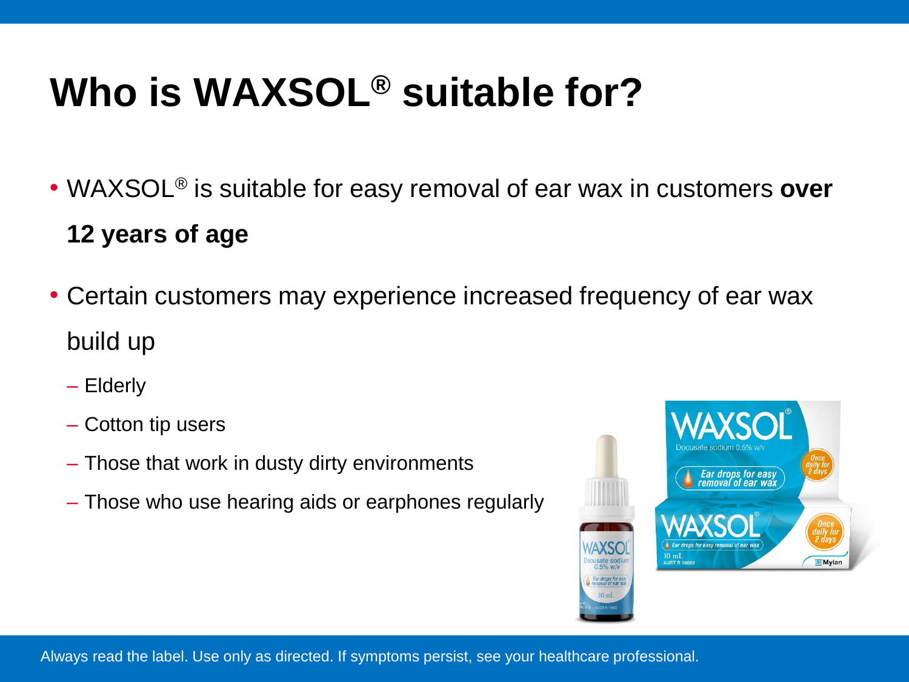# Who is WAXSOL® suitable for?

- WAXSOL® is suitable for easy removal of ear wax in customers **over 12 years of age**
- Certain customers may experience increased frequency of ear wax build up
  - Elderly
  - Cotton tip users
  - Those that work in dusty dirty environments
  - Those who use hearing aids or earphones regularly

Always read the label. Use only as directed. If symptoms persist, see your healthcare professional.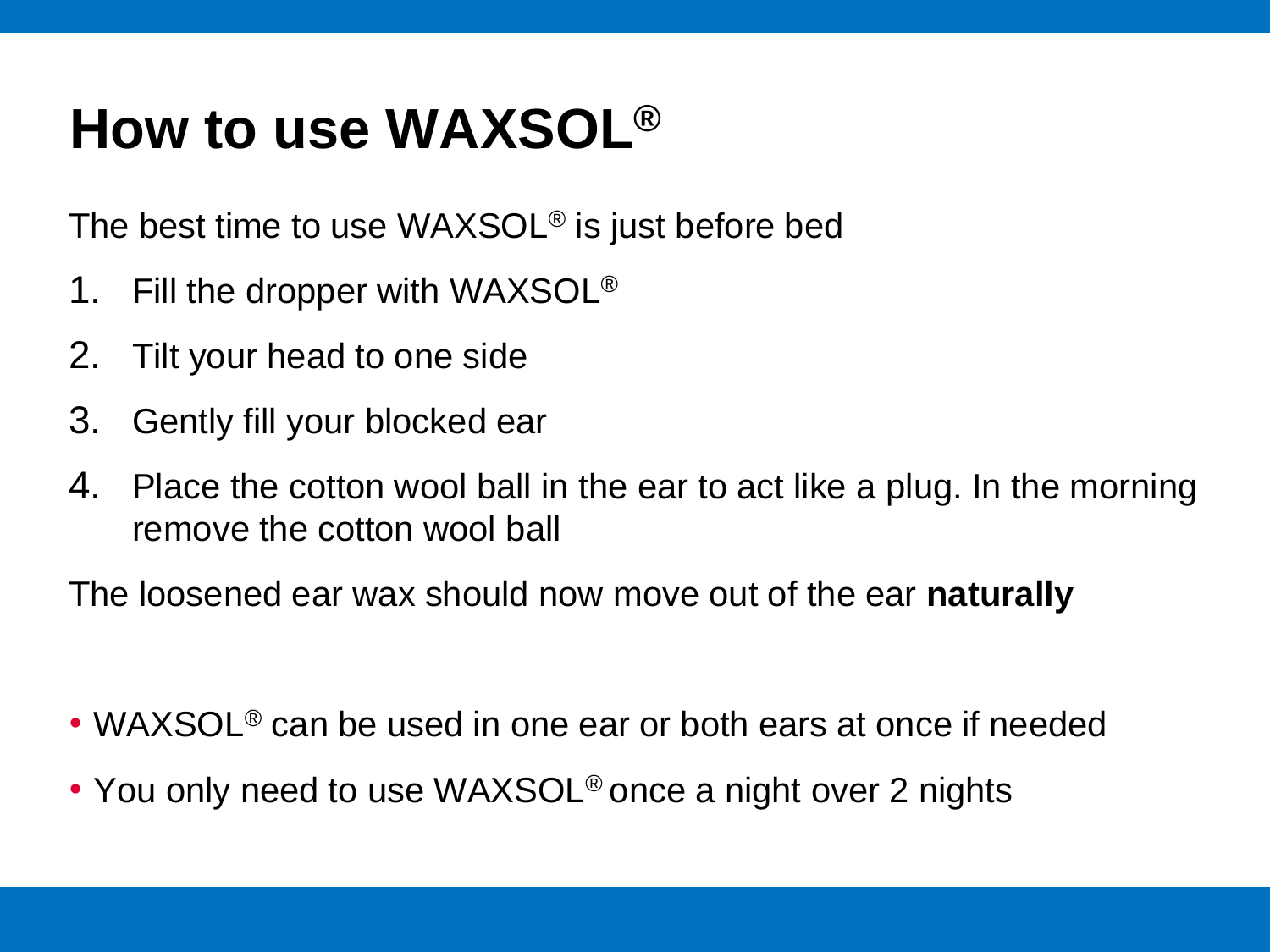# How to use WAXSOL®

The best time to use WAXSOL® is just before bed

1. Fill the dropper with WAXSOL®
2. Tilt your head to one side
3. Gently fill your blocked ear
4. Place the cotton wool ball in the ear to act like a plug. In the morning remove the cotton wool ball

The loosened ear wax should now move out of the ear **naturally**

- WAXSOL® can be used in one ear or both ears at once if needed
- You only need to use WAXSOL® once a night over 2 nights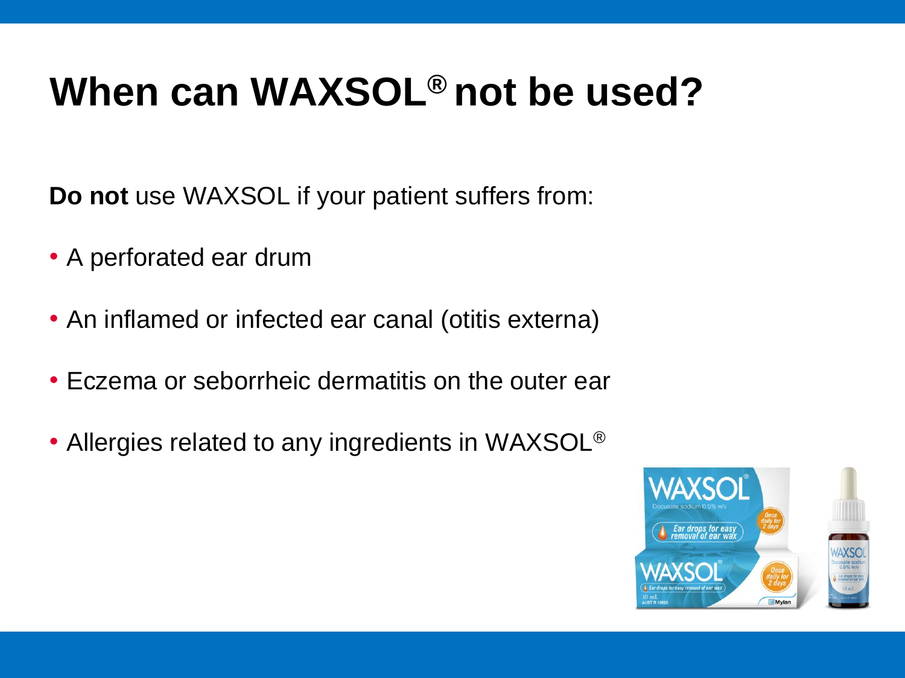# When can WAXSOL® not be used?

**Do not** use WAXSOL if your patient suffers from:

- A perforated ear drum
- An inflamed or infected ear canal (otitis externa)
- Eczema or seborrheic dermatitis on the outer ear
- Allergies related to any ingredients in WAXSOL®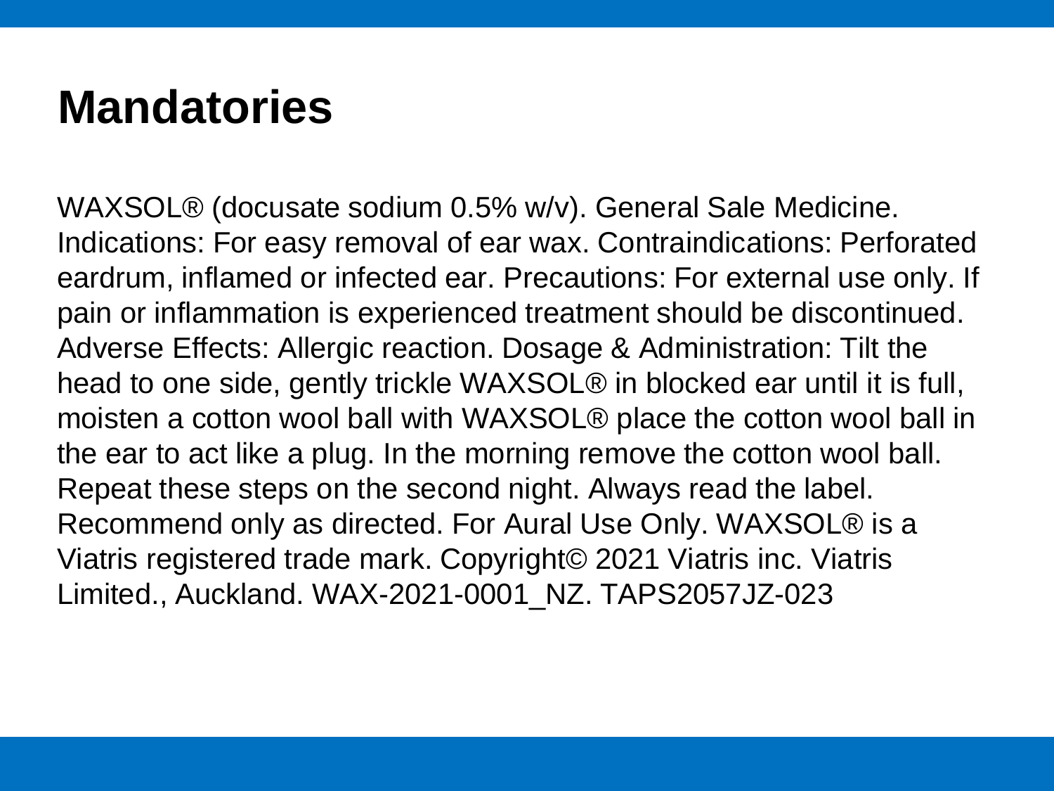# Mandatories

WAXSOL® (docusate sodium 0.5% w/v). General Sale Medicine. Indications: For easy removal of ear wax. Contraindications: Perforated eardrum, inflamed or infected ear. Precautions: For external use only. If pain or inflammation is experienced treatment should be discontinued. Adverse Effects: Allergic reaction. Dosage & Administration: Tilt the head to one side, gently trickle WAXSOL® in blocked ear until it is full, moisten a cotton wool ball with WAXSOL® place the cotton wool ball in the ear to act like a plug. In the morning remove the cotton wool ball. Repeat these steps on the second night. Always read the label. Recommend only as directed. For Aural Use Only. WAXSOL® is a Viatris registered trade mark. Copyright© 2021 Viatris inc. Viatris Limited., Auckland. WAX-2021-0001_NZ. TAPS2057JZ-023